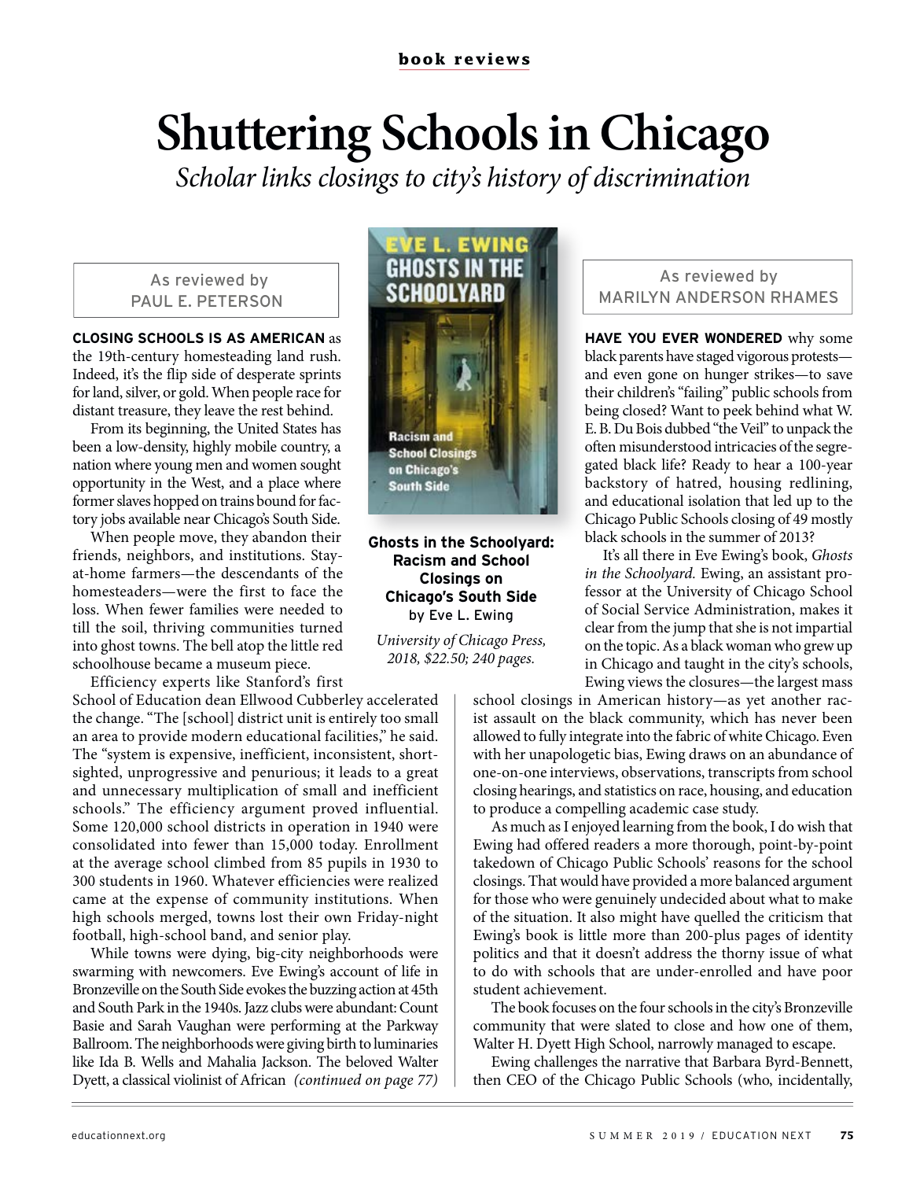**book reviews**

# Shuttering Schools in Chicago

*Scholar links closings to city's history of discrimination*

**Ghosts in the Schoolyard: Racism and School Closings on Chicago's South Side**
by Eve L. Ewing

*University of Chicago Press, 2018, $22.50; 240 pages.*

As reviewed by
PAUL E. PETERSON

**CLOSING SCHOOLS IS AS AMERICAN** as the 19th-century homesteading land rush. Indeed, it's the flip side of desperate sprints for land, silver, or gold. When people race for distant treasure, they leave the rest behind.

From its beginning, the United States has been a low-density, highly mobile country, a nation where young men and women sought opportunity in the West, and a place where former slaves hopped on trains bound for factory jobs available near Chicago's South Side.

When people move, they abandon their friends, neighbors, and institutions. Stay-at-home farmers—the descendants of the homesteaders—were the first to face the loss. When fewer families were needed to till the soil, thriving communities turned into ghost towns. The bell atop the little red schoolhouse became a museum piece.

Efficiency experts like Stanford's first School of Education dean Ellwood Cubberley accelerated the change. "The [school] district unit is entirely too small an area to provide modern educational facilities," he said. The "system is expensive, inefficient, inconsistent, short-sighted, unprogressive and penurious; it leads to a great and unnecessary multiplication of small and inefficient schools." The efficiency argument proved influential. Some 120,000 school districts in operation in 1940 were consolidated into fewer than 15,000 today. Enrollment at the average school climbed from 85 pupils in 1930 to 300 students in 1960. Whatever efficiencies were realized came at the expense of community institutions. When high schools merged, towns lost their own Friday-night football, high-school band, and senior play.

While towns were dying, big-city neighborhoods were swarming with newcomers. Eve Ewing's account of life in Bronzeville on the South Side evokes the buzzing action at 45th and South Park in the 1940s. Jazz clubs were abundant: Count Basie and Sarah Vaughan were performing at the Parkway Ballroom. The neighborhoods were giving birth to luminaries like Ida B. Wells and Mahalia Jackson. The beloved Walter Dyett, a classical violinist of African *(continued on page 77)*

As reviewed by
MARILYN ANDERSON RHAMES

**HAVE YOU EVER WONDERED** why some black parents have staged vigorous protests—and even gone on hunger strikes—to save their children's "failing" public schools from being closed? Want to peek behind what W. E. B. Du Bois dubbed "the Veil" to unpack the often misunderstood intricacies of the segregated black life? Ready to hear a 100-year backstory of hatred, housing redlining, and educational isolation that led up to the Chicago Public Schools closing of 49 mostly black schools in the summer of 2013?

It's all there in Eve Ewing's book, *Ghosts in the Schoolyard.* Ewing, an assistant professor at the University of Chicago School of Social Service Administration, makes it clear from the jump that she is not impartial on the topic. As a black woman who grew up in Chicago and taught in the city's schools, Ewing views the closures—the largest mass school closings in American history—as yet another racist assault on the black community, which has never been allowed to fully integrate into the fabric of white Chicago. Even with her unapologetic bias, Ewing draws on an abundance of one-on-one interviews, observations, transcripts from school closing hearings, and statistics on race, housing, and education to produce a compelling academic case study.

As much as I enjoyed learning from the book, I do wish that Ewing had offered readers a more thorough, point-by-point takedown of Chicago Public Schools' reasons for the school closings. That would have provided a more balanced argument for those who were genuinely undecided about what to make of the situation. It also might have quelled the criticism that Ewing's book is little more than 200-plus pages of identity politics and that it doesn't address the thorny issue of what to do with schools that are under-enrolled and have poor student achievement.

The book focuses on the four schools in the city's Bronzeville community that were slated to close and how one of them, Walter H. Dyett High School, narrowly managed to escape.

Ewing challenges the narrative that Barbara Byrd-Bennett, then CEO of the Chicago Public Schools (who, incidentally,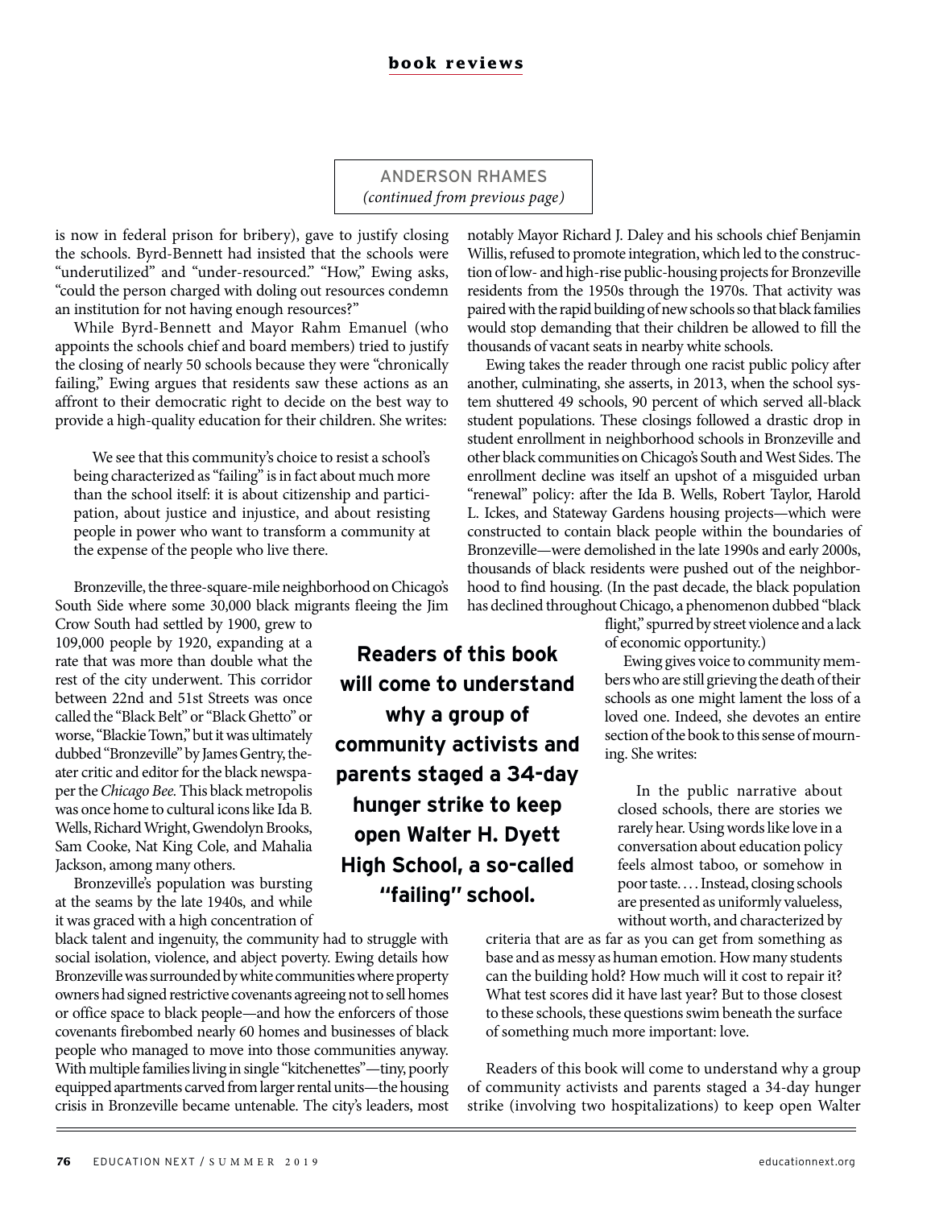ANDERSON RHAMES
*(continued from previous page)*

is now in federal prison for bribery), gave to justify closing the schools. Byrd-Bennett had insisted that the schools were "underutilized" and "under-resourced." "How," Ewing asks, "could the person charged with doling out resources condemn an institution for not having enough resources?"

While Byrd-Bennett and Mayor Rahm Emanuel (who appoints the schools chief and board members) tried to justify the closing of nearly 50 schools because they were "chronically failing," Ewing argues that residents saw these actions as an affront to their democratic right to decide on the best way to provide a high-quality education for their children. She writes:

> We see that this community's choice to resist a school's being characterized as "failing" is in fact about much more than the school itself: it is about citizenship and participation, about justice and injustice, and about resisting people in power who want to transform a community at the expense of the people who live there.

Bronzeville, the three-square-mile neighborhood on Chicago's South Side where some 30,000 black migrants fleeing the Jim Crow South had settled by 1900, grew to 109,000 people by 1920, expanding at a rate that was more than double what the rest of the city underwent. This corridor between 22nd and 51st Streets was once called the "Black Belt" or "Black Ghetto" or worse, "Blackie Town," but it was ultimately dubbed "Bronzeville" by James Gentry, theater critic and editor for the black newspaper the *Chicago Bee.* This black metropolis was once home to cultural icons like Ida B. Wells, Richard Wright, Gwendolyn Brooks, Sam Cooke, Nat King Cole, and Mahalia Jackson, among many others.

Bronzeville's population was bursting at the seams by the late 1940s, and while it was graced with a high concentration of black talent and ingenuity, the community had to struggle with social isolation, violence, and abject poverty. Ewing details how Bronzeville was surrounded by white communities where property owners had signed restrictive covenants agreeing not to sell homes or office space to black people—and how the enforcers of those covenants firebombed nearly 60 homes and businesses of black people who managed to move into those communities anyway. With multiple families living in single "kitchenettes"—tiny, poorly equipped apartments carved from larger rental units—the housing crisis in Bronzeville became untenable. The city's leaders, most notably Mayor Richard J. Daley and his schools chief Benjamin Willis, refused to promote integration, which led to the construction of low- and high-rise public-housing projects for Bronzeville residents from the 1950s through the 1970s. That activity was paired with the rapid building of new schools so that black families would stop demanding that their children be allowed to fill the thousands of vacant seats in nearby white schools.

Ewing takes the reader through one racist public policy after another, culminating, she asserts, in 2013, when the school system shuttered 49 schools, 90 percent of which served all-black student populations. These closings followed a drastic drop in student enrollment in neighborhood schools in Bronzeville and other black communities on Chicago's South and West Sides. The enrollment decline was itself an upshot of a misguided urban "renewal" policy: after the Ida B. Wells, Robert Taylor, Harold L. Ickes, and Stateway Gardens housing projects—which were constructed to contain black people within the boundaries of Bronzeville—were demolished in the late 1990s and early 2000s, thousands of black residents were pushed out of the neighborhood to find housing. (In the past decade, the black population has declined throughout Chicago, a phenomenon dubbed "black flight," spurred by street violence and a lack of economic opportunity.)

**Readers of this book will come to understand why a group of community activists and parents staged a 34-day hunger strike to keep open Walter H. Dyett High School, a so-called "failing" school.**

Ewing gives voice to community members who are still grieving the death of their schools as one might lament the loss of a loved one. Indeed, she devotes an entire section of the book to this sense of mourning. She writes:

> In the public narrative about closed schools, there are stories we rarely hear. Using words like love in a conversation about education policy feels almost taboo, or somehow in poor taste. . . . Instead, closing schools are presented as uniformly valueless, without worth, and characterized by criteria that are as far as you can get from something as base and as messy as human emotion. How many students can the building hold? How much will it cost to repair it? What test scores did it have last year? But to those closest to these schools, these questions swim beneath the surface of something much more important: love.

Readers of this book will come to understand why a group of community activists and parents staged a 34-day hunger strike (involving two hospitalizations) to keep open Walter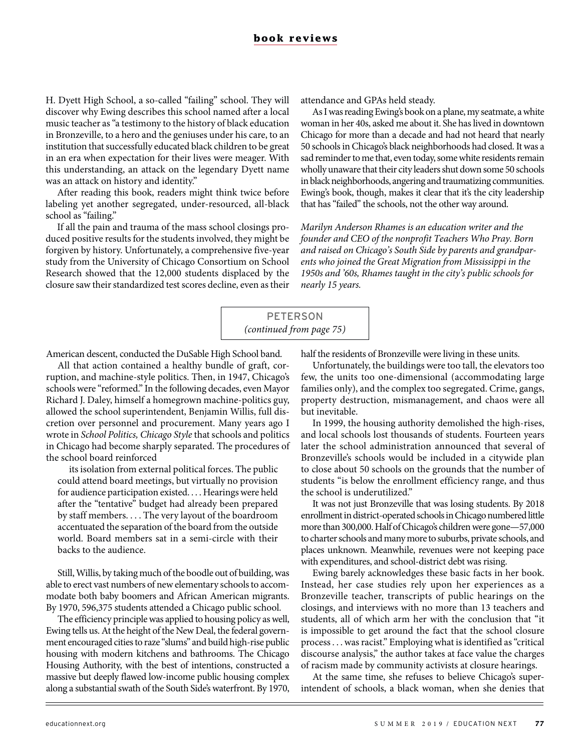H. Dyett High School, a so-called "failing" school. They will discover why Ewing describes this school named after a local music teacher as "a testimony to the history of black education in Bronzeville, to a hero and the geniuses under his care, to an institution that successfully educated black children to be great in an era when expectation for their lives were meager. With this understanding, an attack on the legendary Dyett name was an attack on history and identity."

After reading this book, readers might think twice before labeling yet another segregated, under-resourced, all-black school as "failing."

If all the pain and trauma of the mass school closings produced positive results for the students involved, they might be forgiven by history. Unfortunately, a comprehensive five-year study from the University of Chicago Consortium on School Research showed that the 12,000 students displaced by the closure saw their standardized test scores decline, even as their attendance and GPAs held steady.

As I was reading Ewing's book on a plane, my seatmate, a white woman in her 40s, asked me about it. She has lived in downtown Chicago for more than a decade and had not heard that nearly 50 schools in Chicago's black neighborhoods had closed. It was a sad reminder to me that, even today, some white residents remain wholly unaware that their city leaders shut down some 50 schools in black neighborhoods, angering and traumatizing communities. Ewing's book, though, makes it clear that it's the city leadership that has "failed" the schools, not the other way around.

*Marilyn Anderson Rhames is an education writer and the founder and CEO of the nonprofit Teachers Who Pray. Born and raised on Chicago's South Side by parents and grandparents who joined the Great Migration from Mississippi in the 1950s and '60s, Rhames taught in the city's public schools for nearly 15 years.*

**PETERSON**
*(continued from page 75)*

American descent, conducted the DuSable High School band.

All that action contained a healthy bundle of graft, corruption, and machine-style politics. Then, in 1947, Chicago's schools were "reformed." In the following decades, even Mayor Richard J. Daley, himself a homegrown machine-politics guy, allowed the school superintendent, Benjamin Willis, full discretion over personnel and procurement. Many years ago I wrote in *School Politics, Chicago Style* that schools and politics in Chicago had become sharply separated. The procedures of the school board reinforced

> its isolation from external political forces. The public could attend board meetings, but virtually no provision for audience participation existed. . . . Hearings were held after the "tentative" budget had already been prepared by staff members. . . . The very layout of the boardroom accentuated the separation of the board from the outside world. Board members sat in a semi-circle with their backs to the audience.

Still, Willis, by taking much of the boodle out of building, was able to erect vast numbers of new elementary schools to accommodate both baby boomers and African American migrants. By 1970, 596,375 students attended a Chicago public school.

The efficiency principle was applied to housing policy as well, Ewing tells us. At the height of the New Deal, the federal government encouraged cities to raze "slums" and build high-rise public housing with modern kitchens and bathrooms. The Chicago Housing Authority, with the best of intentions, constructed a massive but deeply flawed low-income public housing complex along a substantial swath of the South Side's waterfront. By 1970, half the residents of Bronzeville were living in these units.

Unfortunately, the buildings were too tall, the elevators too few, the units too one-dimensional (accommodating large families only), and the complex too segregated. Crime, gangs, property destruction, mismanagement, and chaos were all but inevitable.

In 1999, the housing authority demolished the high-rises, and local schools lost thousands of students. Fourteen years later the school administration announced that several of Bronzeville's schools would be included in a citywide plan to close about 50 schools on the grounds that the number of students "is below the enrollment efficiency range, and thus the school is underutilized."

It was not just Bronzeville that was losing students. By 2018 enrollment in district-operated schools in Chicago numbered little more than 300,000. Half of Chicago's children were gone—57,000 to charter schools and many more to suburbs, private schools, and places unknown. Meanwhile, revenues were not keeping pace with expenditures, and school-district debt was rising.

Ewing barely acknowledges these basic facts in her book. Instead, her case studies rely upon her experiences as a Bronzeville teacher, transcripts of public hearings on the closings, and interviews with no more than 13 teachers and students, all of which arm her with the conclusion that "it is impossible to get around the fact that the school closure process . . . was racist." Employing what is identified as "critical discourse analysis," the author takes at face value the charges of racism made by community activists at closure hearings.

At the same time, she refuses to believe Chicago's superintendent of schools, a black woman, when she denies that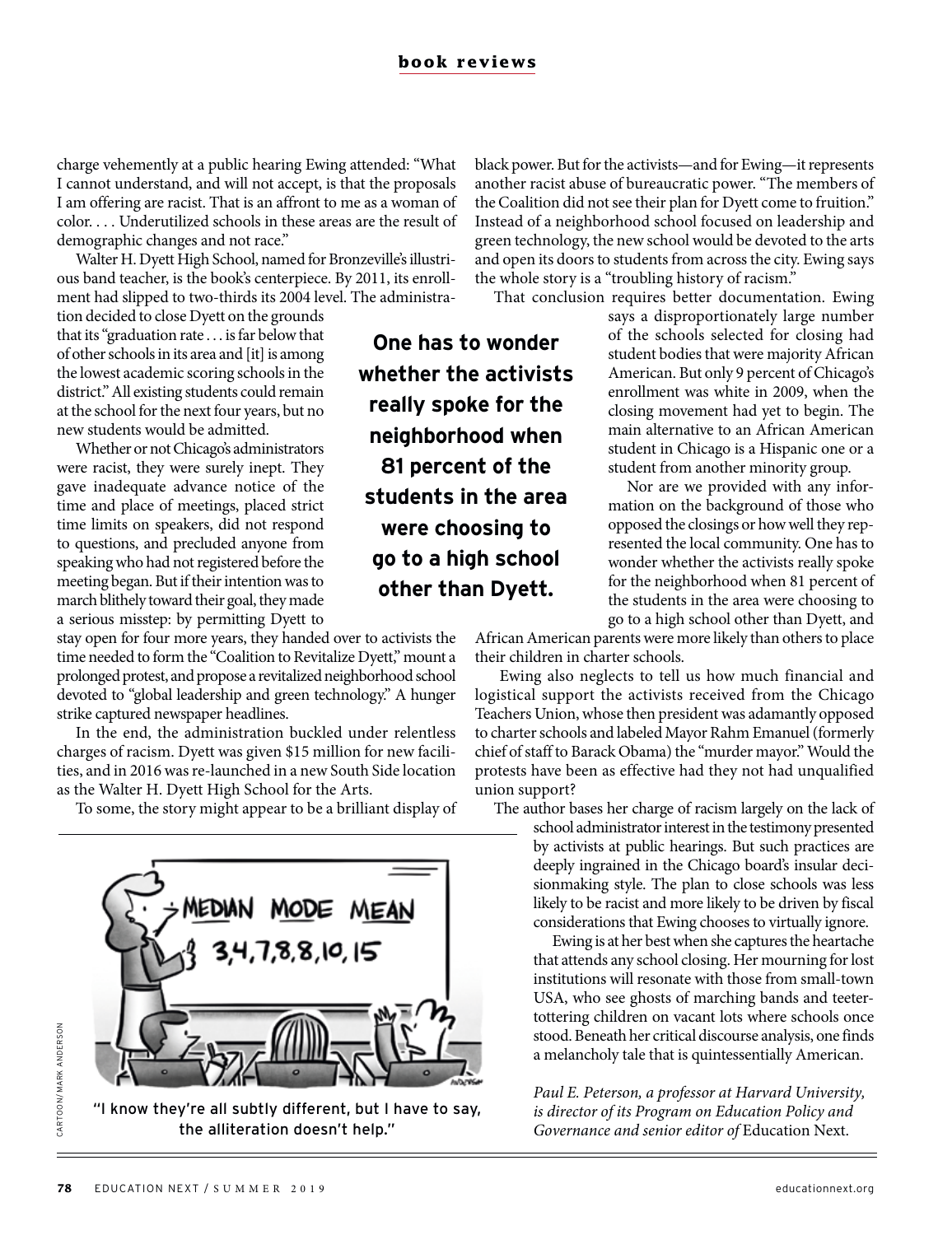charge vehemently at a public hearing Ewing attended: "What I cannot understand, and will not accept, is that the proposals I am offering are racist. That is an affront to me as a woman of color. . . . Underutilized schools in these areas are the result of demographic changes and not race."

Walter H. Dyett High School, named for Bronzeville's illustrious band teacher, is the book's centerpiece. By 2011, its enrollment had slipped to two-thirds its 2004 level. The administration decided to close Dyett on the grounds that its "graduation rate . . . is far below that of other schools in its area and [it] is among the lowest academic scoring schools in the district." All existing students could remain at the school for the next four years, but no new students would be admitted.

Whether or not Chicago's administrators were racist, they were surely inept. They gave inadequate advance notice of the time and place of meetings, placed strict time limits on speakers, did not respond to questions, and precluded anyone from speaking who had not registered before the meeting began. But if their intention was to march blithely toward their goal, they made a serious misstep: by permitting Dyett to stay open for four more years, they handed over to activists the time needed to form the "Coalition to Revitalize Dyett," mount a prolonged protest, and propose a revitalized neighborhood school devoted to "global leadership and green technology." A hunger strike captured newspaper headlines.

In the end, the administration buckled under relentless charges of racism. Dyett was given $15 million for new facilities, and in 2016 was re-launched in a new South Side location as the Walter H. Dyett High School for the Arts.

To some, the story might appear to be a brilliant display of black power. But for the activists—and for Ewing—it represents another racist abuse of bureaucratic power. "The members of the Coalition did not see their plan for Dyett come to fruition." Instead of a neighborhood school focused on leadership and green technology, the new school would be devoted to the arts and open its doors to students from across the city. Ewing says the whole story is a "troubling history of racism."

**One has to wonder whether the activists really spoke for the neighborhood when 81 percent of the students in the area were choosing to go to a high school other than Dyett.**

That conclusion requires better documentation. Ewing says a disproportionately large number of the schools selected for closing had student bodies that were majority African American. But only 9 percent of Chicago's enrollment was white in 2009, when the closing movement had yet to begin. The main alternative to an African American student in Chicago is a Hispanic one or a student from another minority group.

Nor are we provided with any information on the background of those who opposed the closings or how well they represented the local community. One has to wonder whether the activists really spoke for the neighborhood when 81 percent of the students in the area were choosing to go to a high school other than Dyett, and African American parents were more likely than others to place their children in charter schools.

Ewing also neglects to tell us how much financial and logistical support the activists received from the Chicago Teachers Union, whose then president was adamantly opposed to charter schools and labeled Mayor Rahm Emanuel (formerly chief of staff to Barack Obama) the "murder mayor." Would the protests have been as effective had they not had unqualified union support?

The author bases her charge of racism largely on the lack of school administrator interest in the testimony presented by activists at public hearings. But such practices are deeply ingrained in the Chicago board's insular decisionmaking style. The plan to close schools was less likely to be racist and more likely to be driven by fiscal considerations that Ewing chooses to virtually ignore.

Ewing is at her best when she captures the heartache that attends any school closing. Her mourning for lost institutions will resonate with those from small-town USA, who see ghosts of marching bands and teeter-tottering children on vacant lots where schools once stood. Beneath her critical discourse analysis, one finds a melancholy tale that is quintessentially American.

*Paul E. Peterson, a professor at Harvard University, is director of its Program on Education Policy and Governance and senior editor of* Education Next.

CARTOON/MARK ANDERSON

"I know they're all subtly different, but I have to say, the alliteration doesn't help."